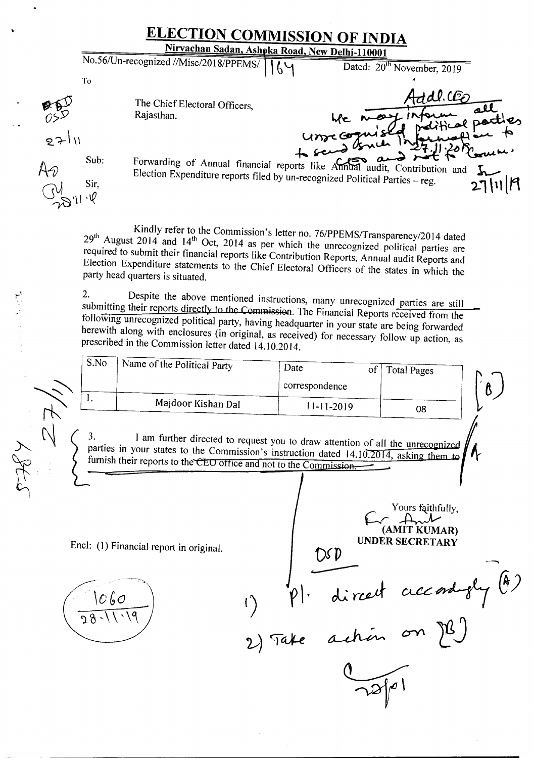# ELECTION COMMISSION OF INDIA

**Nirvachan Sadan, Ashoka Road, New Delhi-110001**

No.56/Un-recognized //Misc/2018/PPEMS/ 164 Dated: 20th November, 2019

To

The Chief Electoral Officers,
Rajasthan.

Sub: Forwarding of Annual financial reports like Annual audit, Contribution and Election Expenditure reports filed by un-recognized Political Parties – reg.

Sir,

Kindly refer to the Commission's letter no. 76/PPEMS/Transparency/2014 dated 29th August 2014 and 14th Oct, 2014 as per which the unrecognized political parties are required to submit their financial reports like Contribution Reports, Annual audit Reports and Election Expenditure statements to the Chief Electoral Officers of the states in which the party head quarters is situated.

2. Despite the above mentioned instructions, many unrecognized parties are still submitting their reports directly to the Commission. The Financial Reports received from the following unrecognized political party, having headquarter in your state are being forwarded herewith along with enclosures (in original, as received) for necessary follow up action, as prescribed in the Commission letter dated 14.10.2014.

| S.No | Name of the Political Party | Date of correspondence | Total Pages |
|---|---|---|---|
| 1. | Majdoor Kishan Dal | 11-11-2019 | 08 |

3. I am further directed to request you to draw attention of all the unrecognized parties in your states to the Commission's instruction dated 14.10.2014, asking them to furnish their reports to the CEO office and not to the Commission.

Yours faithfully,

(AMIT KUMAR)
UNDER SECRETARY

Encl: (1) Financial report in original.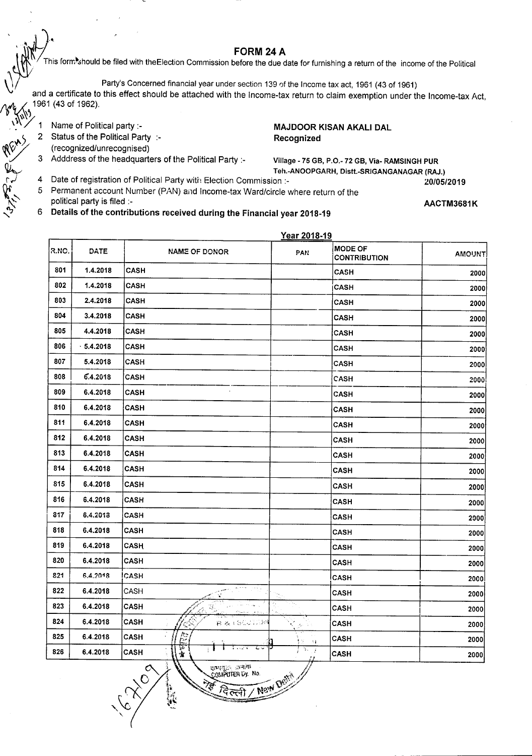# FORM 24 A

This form should be filed with the Election Commission before the due date for furnishing a return of the income of the Political Party's Concerned financial year under section 139 of the Income tax act, 1961 (43 of 1961) and a certificate to this effect should be attached with the Income-tax return to claim exemption under the Income-tax Act, 1961 (43 of 1962).

1. Name of Political party :- **MAJDOOR KISAN AKALI DAL**
2. Status of the Political Party :- (recognized/unrecognised) **Recognized**
3. Adddress of the headquarters of the Political Party :- **Village - 75 GB, P.O.- 72 GB, Via- RAMSINGH PUR Teh.-ANOOPGARH, Distt.-SRIGANGANAGAR (RAJ.)**
4. Date of registration of Political Party with Election Commission :- **20/05/2019**
5. Permanent account Number (PAN) and Income-tax Ward/circle where return of the political party is filed :- **AACTM3681K**
6. **Details of the contributions received during the Financial year 2018-19**

**Year 2018-19**

| R.NO. | DATE | NAME OF DONOR | PAN | MODE OF CONTRIBUTION | AMOUNT |
|---|---|---|---|---|---|
| 801 | 1.4.2018 | CASH | | CASH | 2000 |
| 802 | 1.4.2018 | CASH | | CASH | 2000 |
| 803 | 2.4.2018 | CASH | | CASH | 2000 |
| 804 | 3.4.2018 | CASH | | CASH | 2000 |
| 805 | 4.4.2018 | CASH | | CASH | 2000 |
| 806 | 5.4.2018 | CASH | | CASH | 2000 |
| 807 | 5.4.2018 | CASH | | CASH | 2000 |
| 808 | 6.4.2018 | CASH | | CASH | 2000 |
| 809 | 6.4.2018 | CASH | | CASH | 2000 |
| 810 | 6.4.2018 | CASH | | CASH | 2000 |
| 811 | 6.4.2018 | CASH | | CASH | 2000 |
| 812 | 6.4.2018 | CASH | | CASH | 2000 |
| 813 | 6.4.2018 | CASH | | CASH | 2000 |
| 814 | 6.4.2018 | CASH | | CASH | 2000 |
| 815 | 6.4.2018 | CASH | | CASH | 2000 |
| 816 | 6.4.2018 | CASH | | CASH | 2000 |
| 817 | 6.4.2018 | CASH | | CASH | 2000 |
| 818 | 6.4.2018 | CASH | | CASH | 2000 |
| 819 | 6.4.2018 | CASH | | CASH | 2000 |
| 820 | 6.4.2018 | CASH | | CASH | 2000 |
| 821 | 6.4.2018 | CASH | | CASH | 2000 |
| 822 | 6.4.2018 | CASH | | CASH | 2000 |
| 823 | 6.4.2018 | CASH | | CASH | 2000 |
| 824 | 6.4.2018 | CASH | | CASH | 2000 |
| 825 | 6.4.2018 | CASH | | CASH | 2000 |
| 826 | 6.4.2018 | CASH | | CASH | 2000 |

कम्प्यूटर क्रमांक COMPUTER Dy. No. 

नई दिल्ली / New Delhi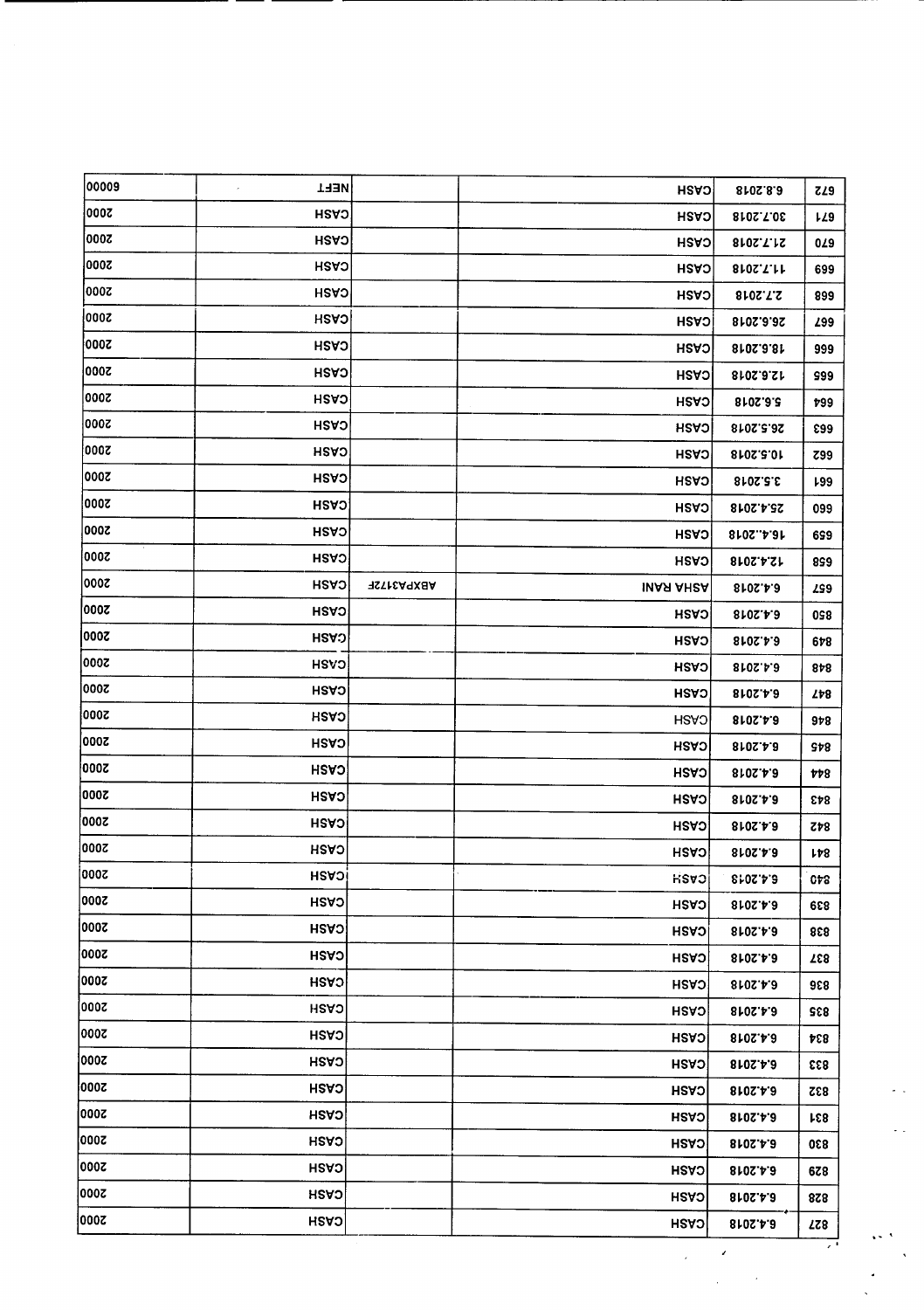| | | | | | |
|---|---|---|---|---|---|
| 827 | 6.4.2018 | CASH | | CASH | 2000 |
| 828 | 6.4.2018 | CASH | | CASH | 2000 |
| 829 | 6.4.2018 | CASH | | CASH | 2000 |
| 830 | 6.4.2018 | CASH | | CASH | 2000 |
| 831 | 6.4.2018 | CASH | | CASH | 2000 |
| 832 | 6.4.2018 | CASH | | CASH | 2000 |
| 833 | 6.4.2018 | CASH | | CASH | 2000 |
| 834 | 6.4.2018 | CASH | | CASH | 2000 |
| 835 | 6.4.2018 | CASH | | CASH | 2000 |
| 836 | 6.4.2018 | CASH | | CASH | 2000 |
| 837 | 6.4.2018 | CASH | | CASH | 2000 |
| 838 | 6.4.2018 | CASH | | CASH | 2000 |
| 839 | 6.4.2018 | CASH | | CASH | 2000 |
| 840 | 6.4.2018 | CASH | | CASH | 2000 |
| 841 | 6.4.2018 | CASH | | CASH | 2000 |
| 842 | 6.4.2018 | CASH | | CASH | 2000 |
| 843 | 6.4.2018 | CASH | | CASH | 2000 |
| 844 | 6.4.2018 | CASH | | CASH | 2000 |
| 845 | 6.4.2018 | CASH | | CASH | 2000 |
| 846 | 6.4.2018 | CASH | | CASH | 2000 |
| 847 | 6.4.2018 | CASH | | CASH | 2000 |
| 848 | 6.4.2018 | CASH | | CASH | 2000 |
| 849 | 6.4.2018 | CASH | | CASH | 2000 |
| 850 | 6.4.2018 | CASH | | CASH | 2000 |
| 657 | 6.4.2018 | ASHA RANI | ABXPA3172E | CASH | 2000 |
| 658 | 12.4.2018 | CASH | | CASH | 2000 |
| 659 | 19.4..2018 | CASH | | CASH | 2000 |
| 660 | 25.4.2018 | CASH | | CASH | 2000 |
| 661 | 3.5.2018 | CASH | | CASH | 2000 |
| 662 | 10.5.2018 | CASH | | CASH | 2000 |
| 663 | 26.5.2018 | CASH | | CASH | 2000 |
| 664 | 5.6.2018 | CASH | | CASH | 2000 |
| 665 | 12.6.2018 | CASH | | CASH | 2000 |
| 666 | 19.6.2018 | CASH | | CASH | 2000 |
| 667 | 26.6.2018 | CASH | | CASH | 2000 |
| 668 | 2.7.2018 | CASH | | CASH | 2000 |
| 669 | 11.7.2018 | CASH | | CASH | 2000 |
| 670 | 21.7.2018 | CASH | | CASH | 2000 |
| 671 | 30.7.2018 | CASH | | CASH | 2000 |
| 672 | 6.8.2018 | CASH | | NEFT | 60000 |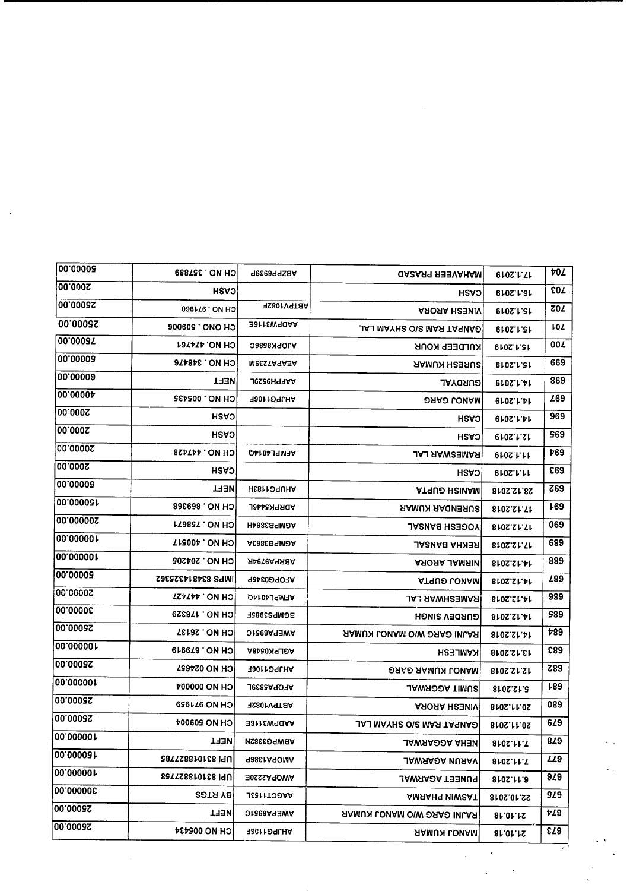| | | | | | |
|---|---|---|---|---|---|
| 673 | 21.10.18 | MANOJ KUMAR | AHJPG1106F | CH NO 005434 | 25000.00 |
| 674 | 21.10.18 | RAJNI GARG W/O MANOJ KUMAR | AWEPA6951C | NEFT | 25000.00 |
| 675 | 22.10.2018 | TASWIN PHARMA | AAGCT1153L | BY RTGS | 300000.00 |
| 676 | 6.11.2018 | PUNEET AGARWAL | AWQPA2222E | UPI 831018827758 | 100000.00 |
| 677 | 7.11.2018 | VARUN AGARWAL | AMOPA1386P | UPI 831018827785 | 150000.00 |
| 678 | 7.11.2018 | NEHA AGGARWAL | ABWPG3338N | NEFT | 100000.00 |
| 679 | 20.11.2018 | GANPAT RAM S/O SHYAM LAL | AADPW3116E | CH NO 509004 | 25000.00 |
| 680 | 20.11.2018 | VINESH ARORA | ABTPV1082F | CH NO 971959 | 25000.00 |
| 681 | 5.12.2018 | SUMIT AGGRWAL | AFQPA5839L | CH NO 000004 | 100000.00 |
| 682 | 12.12.2018 | MANOJ KUMAR GARG | AHJPG1106F | CH NO 024657 | 25000.00 |
| 683 | 13.12.2018 | KAMLESH | AGLPK0548A | CH NO . 679919 | 100000.00 |
| 684 | 14.12.2018 | RAJNI GARG W/O MANOJ KUMAR | AWEPA6951C | CH NO . 26137 | 25000.00 |
| 685 | 14.12.2018 | GURDEV SINGH | BGMPS3986F | CH NO . 176329 | 30000.00 |
| 686 | 14.12.2018 | RAMESHWAR LAL | AFMPL4014Q | CH NO . 447427 | 20000.00 |
| 687 | 14.12.2018 | MANOJ GUPTA | AFOPG0345P | IMPS 834814325362 | 50000.00 |
| 688 | 14.12.2018 | NIRMAL ARORA | ABRPA9794R | CH NO . 204205 | 100000.00 |
| 689 | 17.12.2018 | REKHA BANSAL | AGMPB3863A | CH NO . 400517 | 100000.00 |
| 690 | 17.12.2018 | YOGESH BANSAL | AGMPB3864H | CH NO . 758671 | 200000.00 |
| 691 | 17.12.2018 | SURENDAR KUMAR | ADRPK5446L | CH NO . 869368 | 150000.00 |
| 692 | 28.12.2018 | MANISH GUPTA | AHUPG1183H | NEFT | 50000.00 |
| 693 | 11.1.2019 | CASH | | CASH | 2000.00 |
| 694 | 11.1.2019 | RAMESWAR LAL | AFMPL4014Q | CH NO . 447428 | 20000.00 |
| 695 | 12.1.2019 | CASH | | CASH | 2000.00 |
| 696 | 14.1.2019 | CASH | | CASH | 2000.00 |
| 697 | 14.1.2019 | MANOJ GARG | AHJPG1106F | CH NO . 005435 | 40000.00 |
| 698 | 14.1.2019 | GURDYAL | AAFPH9652L | NEFT | 60000.00 |
| 699 | 15.1.2019 | SURESH KUMAR | AEAPA7239M | CH NO . 348476 | 50000.00 |
| 700 | 15.1.2019 | KULDEEP KOUR | AJOPK8586C | CH NO. 474761 | 75000.00 |
| 701 | 15.1.2019 | GANPAT RAM S/O SHYAM LAL | AADPW3116E | CH ONO . 509006 | 25000.00 |
| 702 | 15.1.2019 | VINESH ARORA | ABTPV1082F | CH NO . 971960 | 25000.00 |
| 703 | 16.1.2019 | CASH | | CASH | 2000.00 |
| 704 | 17.1.2019 | MAHAVEER PRASAD | ABZPP6939P | CH NO . 357889 | 50000.00 |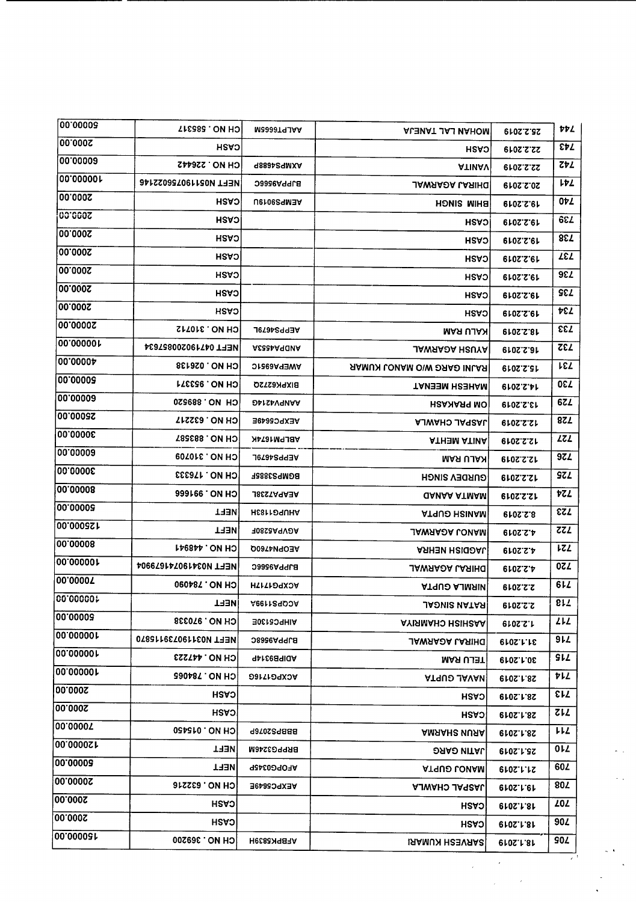| | | | | | |
|---|---|---|---|---|---|
| 705 | 18.1.2019 | SARVESH KUMARI | AFBPK5839H | CH NO . 369200 | 150000.00 |
| 706 | 18.1.2019 | CASH | | CASH | 2000.00 |
| 707 | 18.1.2019 | CASH | | CASH | 2000.00 |
| 708 | 19.1.2019 | JASPAL CHAWLA | AEXPC5649E | CH NO . 632216 | 20000.00 |
| 709 | 21.1.2019 | MANOJ GUPTA | AFOPG0345P | NEFT | 60000.00 |
| 710 | 25.1.2019 | JATIN GARG | BRPPG3246M | NEFT | 120000.00 |
| 711 | 28.1.2019 | ARUN SHARMA | BBBPS2076P | CH NO . 015450 | 70000.00 |
| 712 | 28.1.2019 | CASH | | CASH | 2000.00 |
| 713 | 28.1.2019 | CASH | | CASH | 2000.00 |
| 714 | 28.1.2019 | NAVAL GUPTA | ACXPG1716G | CH NO . 784065 | 100000.00 |
| 715 | 30.1.2019 | TELU RAM | ADIPB9314P | CH NO . 447223 | 100000.00 |
| 716 | 31.1.2019 | DHIRAJ AGARWAL | BJPPA9566C | NEFT N031190739115870 | 100000.00 |
| 717 | 1.2.2019 | AASHISH CHAMRIYA | AIHPC5130E | CH NO . 970338 | 50000.00 |
| 718 | 2.2.2019 | RATAN SINGAL | ACQPS1199A | NEFT | 100000.00 |
| 719 | 2.2.2019 | NIRMLA GUPTA | ACXPG1714H | CH NO . 784090 | 70000.00 |
| 720 | 4.2.2019 | DHIRAJ AGARWAL | BJPPA9566C | NEFT N034190741679904 | 100000.00 |
| 721 | 4.2.2019 | JAGDISH NEHRA | AEOPN4760Q | CH NO . 448941 | 80000.00 |
| 722 | 4.2.2019 | MANOJ AGARWAL | AGVPA5280F | NEFT | 125000.00 |
| 723 | 8.2.2019 | MANISH GUPTA | AHUPG1183H | NEFT | 50000.00 |
| 724 | 12.2.2019 | MAMTA AANAD | AEAPA7238L | CH NO . 991666 | 80000.00 |
| 725 | 12.2.2019 | GURDEV SINGH | BGMPS3885F | CH NO . 176333 | 30000.00 |
| 726 | 12.2.2019 | KALU RAM | AEPPS4679L | CH NO . 310709 | 60000.00 |
| 727 | 12.2.2019 | ANITA MEHTA | ABLPM1674K | CH NO . 883587 | 30000.00 |
| 728 | 12.2.2019 | JASPAL CHAWLA | AEXPC5649E | CH NO . 632217 | 25000.00 |
| 729 | 13.2.2019 | OM PRAKASH | AANPV4214G | CH NO . 889520 | 60000.00 |
| 730 | 14.2.2019 | MAHESH MEENAT | BIXPK6272Q | CH NO . 953371 | 50000.00 |
| 731 | 15.2.2019 | RAJNI GARG W/O MANOJ KUMAR | AWEPA6951C | CH NO . 026138 | 40000.00 |
| 732 | 16.2.2019 | AYUSH AGARWAL | ANDPA4553A | NEFT 047190200857634 | 100000.00 |
| 733 | 18.2.2019 | KALU RAM | AEPPS4679L | CH NO . 310712 | 20000.00 |
| 734 | 19.2.2019 | CASH | | CASH | 2000.00 |
| 735 | 19.2.2019 | CASH | | CASH | 2000.00 |
| 736 | 19.2.2019 | CASH | | CASH | 2000.00 |
| 737 | 19.2.2019 | CASH | | CASH | 2000.00 |
| 738 | 19.2.2019 | CASH | | CASH | 2000.00 |
| 739 | 19.2.2019 | CASH | | CASH | 2000.00 |
| 740 | 19.2.2019 | BHIM SINGH | AEMPS9019U | CASH | 2000.00 |
| 741 | 20.2.2019 | DHIRAJ AGRAWAL | BJPPA9566C | NEFT N051190756022146 | 100000.00 |
| 742 | 22.2.2019 | VANITA | AXMPS4688P | CH NO . 226442 | 60000.00 |
| 743 | 22.2.2019 | CASH | | CASH | 2000.00 |
| 744 | 25.2.2019 | MOHAN LAL TANEJA | AALPT6665M | CH NO . 588317 | 60000.00 |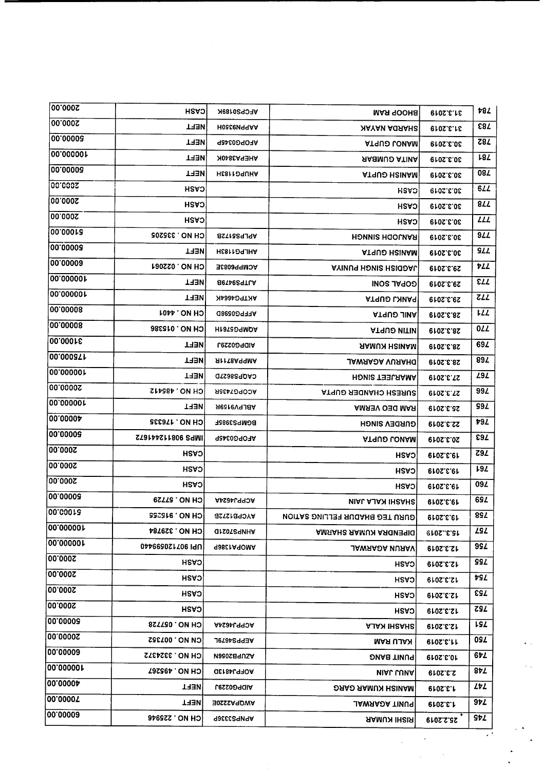| | | | | | |
|---|---|---|---|---|---|
| 745 | 25.2.2019 | RISHI KUMAR | APNPS3336P | CH NO . 225946 | 60000.00 |
| 746 | 1.3.2019 | PUNIT AGARWAL | AWOPA2220E | NEFT | 70000.00 |
| 747 | 1.3.2019 | MANISH KUMAR GARG | AIDPG0229J | NEFT | 40000.00 |
| 748 | 2.3.2019 | ANUJ JAIN | AOFPJ4813D | CH NO . 495267 | 100000.00 |
| 749 | 10.3.2019 | PUNIT BANG | AZUPB2056N | CH NO . 332432 | 60000.00 |
| 750 | 11.3.2019 | KALU RAM | AEPPS4679L | CN NO . 007352 | 20000.00 |
| 751 | 12.3.2019 | SHASHI KALA | ACPPJ4624A | CH NO . 057728 | 50000.00 |
| 752 | 12.3.2019 | CASH | | CASH | 2000.00 |
| 753 | 12.3.2019 | CASH | | CASH | 2000.00 |
| 754 | 12.3.2019 | CASH | | CASH | 2000.00 |
| 755 | 12.3.2019 | CASH | | CASH | 2000.00 |
| 756 | 12.3.2019 | VARUN AGARWAL | AMOPA1386P | UPI 907120599440 | 100000.00 |
| 757 | 15.3.2019 | DIPENDRA KUMAR SHARMA | AHNPS7021D | CH NO . 329784 | 100000.00 |
| 758 | 19.3.2019 | GURU TEG BAHDUR FELLING SATION | AYCPB1272B | CH NO . 915255 | 51000.00 |
| 759 | 19.3.2019 | SHASHI KALA JAIN | ACPPJ4624A | CH NO . 57729 | 50000.00 |
| 760 | 19.3.2019 | CASH | | CASH | 2000.00 |
| 761 | 19.3.2019 | CASH | | CASH | 2000.00 |
| 762 | 19.3.2019 | CASH | | CASH | 2000.00 |
| 763 | 20.3.2019 | MANOJ GUPTA | AFOPG0345P | IMPS 908112441672 | 50000.00 |
| 764 | 22.3.2019 | GURDEV SINGH | BGMPS3986F | CH NO . 176335 | 40000.00 |
| 765 | 25.3.2019 | RAM DEO VERMA | ABLPV9159R | NEFT | 100000.00 |
| 766 | 27.3.2019 | SURESH CHANDER GUPTA | ACOPG7435R | CH NO . 485412 | 20000.00 |
| 767 | 27.3.2019 | AMARJEET SINGH | CAQPS8627D | NEFT | 100000.00 |
| 768 | 28.3.2019 | DHARUV AGARWAL | AMPPA8711R | NEFT | 175000.00 |
| 769 | 28.3.2019 | MANISH KUMAR | AIDPG0229J | NEFT | 31000.00 |
| 770 | 28.3.2019 | NITIN GUPTA | AQMPG7591H | CH NO . 015386 | 80000.00 |
| 771 | 28.3.2019 | ANIL GUPTA | AFFPG0598D | CH NO . 4401 | 80000.00 |
| 772 | 29.3.2019 | PANKJ GUPTA | AKTPG4664K | NEFT | 100000.00 |
| 773 | 29.3.2019 | GOPAL SONI | AJTPS9479B | NEFT | 100000.00 |
| 774 | 29.3.2019 | JAGDISH SINGH PUNIYA | ACMPP6083E | CH NO . 022061 | 60000.00 |
| 775 | 30.3.2019 | MANISH GUPTA | AHLPG1183H | NEFT | 50000.00 |
| 776 | 30.3.2019 | RANJODH SINNGH | APLPS5172B | CH NO . 335205 | 51000.00 |
| 777 | 30.3.2019 | CASH | | CASH | 2000.00 |
| 778 | 30.3.2019 | CASH | | CASH | 2000.00 |
| 779 | 30.3.2019 | CASH | | CASH | 2000.00 |
| 780 | 30.3.2019 | MANISH GUPTA | AHUPG1183H | NEFT | 50000.00 |
| 781 | 30.3.2019 | ANITA GUMBAR | AHEPA3840K | NEFT | 100000.00 |
| 782 | 30.3.2019 | MANOJ GUPTA | AFOPG0345P | NEFT | 50000.00 |
| 783 | 31.3.2019 | SHARDA NAYAK | AAPPN9350H | NEFT | 2000.00 |
| 784 | 31.3.2019 | BHOOP RAM | AFCPS0189K | CASH | 2000.00 |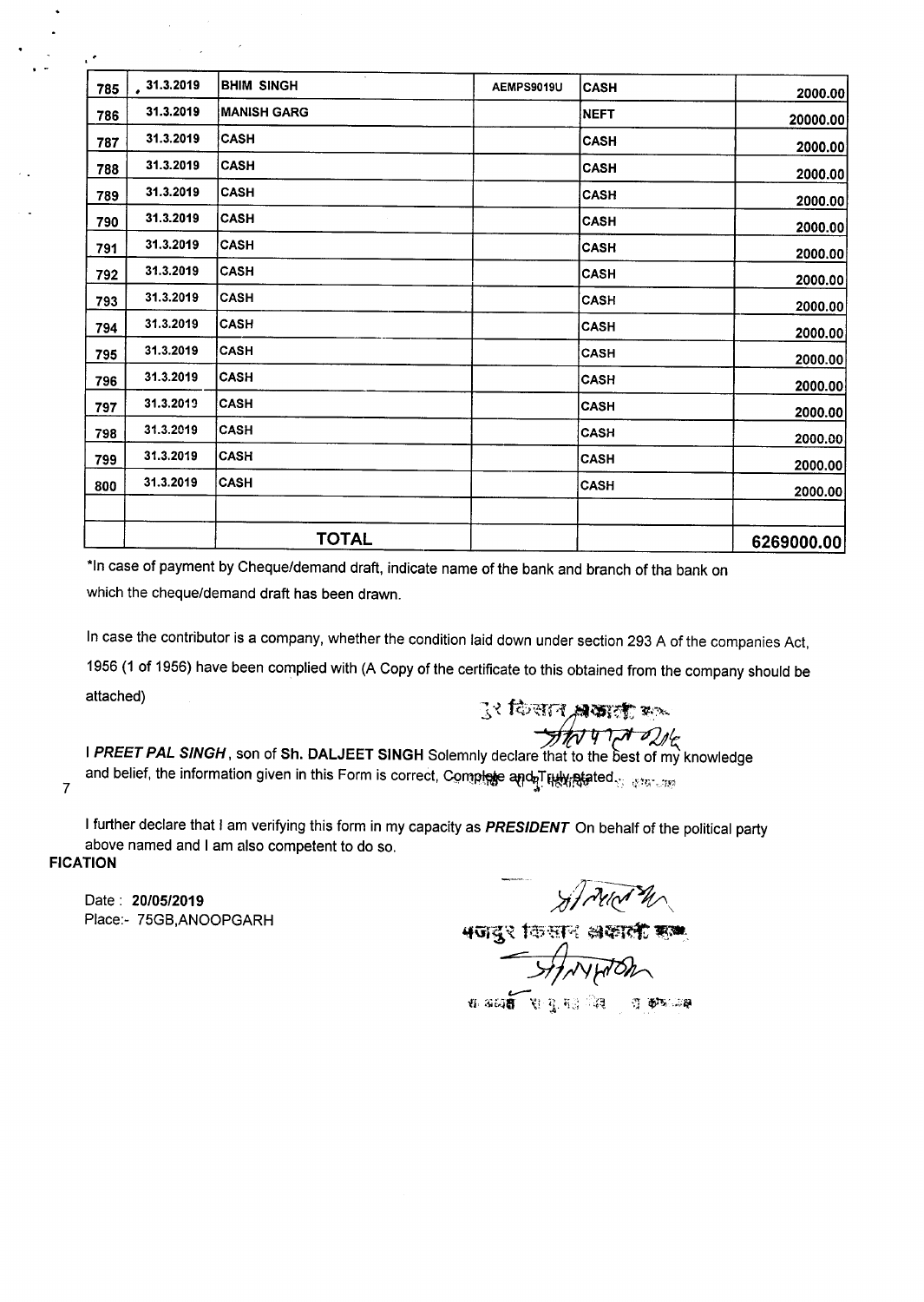| 785 | 31.3.2019 | BHIM SINGH | AEMPS9019U | CASH | 2000.00 |
|---|---|---|---|---|---|
| 786 | 31.3.2019 | MANISH GARG | | NEFT | 20000.00 |
| 787 | 31.3.2019 | CASH | | CASH | 2000.00 |
| 788 | 31.3.2019 | CASH | | CASH | 2000.00 |
| 789 | 31.3.2019 | CASH | | CASH | 2000.00 |
| 790 | 31.3.2019 | CASH | | CASH | 2000.00 |
| 791 | 31.3.2019 | CASH | | CASH | 2000.00 |
| 792 | 31.3.2019 | CASH | | CASH | 2000.00 |
| 793 | 31.3.2019 | CASH | | CASH | 2000.00 |
| 794 | 31.3.2019 | CASH | | CASH | 2000.00 |
| 795 | 31.3.2019 | CASH | | CASH | 2000.00 |
| 796 | 31.3.2019 | CASH | | CASH | 2000.00 |
| 797 | 31.3.2019 | CASH | | CASH | 2000.00 |
| 798 | 31.3.2019 | CASH | | CASH | 2000.00 |
| 799 | 31.3.2019 | CASH | | CASH | 2000.00 |
| 800 | 31.3.2019 | CASH | | CASH | 2000.00 |
| | | | | | |
| | | **TOTAL** | | | **6269000.00** |

*In case of payment by Cheque/demand draft, indicate name of the bank and branch of tha bank on which the cheque/demand draft has been drawn.

In case the contributor is a company, whether the condition laid down under section 293 A of the companies Act, 1956 (1 of 1956) have been complied with (A Copy of the certificate to this obtained from the company should be attached)

I *PREET PAL SINGH*, son of **Sh. DALJEET SINGH** Solemnly declare that to the best of my knowledge and belief, the information given in this Form is correct, Complete and Truly stated.

I further declare that I am verifying this form in my capacity as ***PRESIDENT*** On behalf of the political party above named and I am also competent to do so.

**FICATION**

Date : **20/05/2019**
Place:- 75GB,ANOOPGARH

मजदूर किसान अकाली दल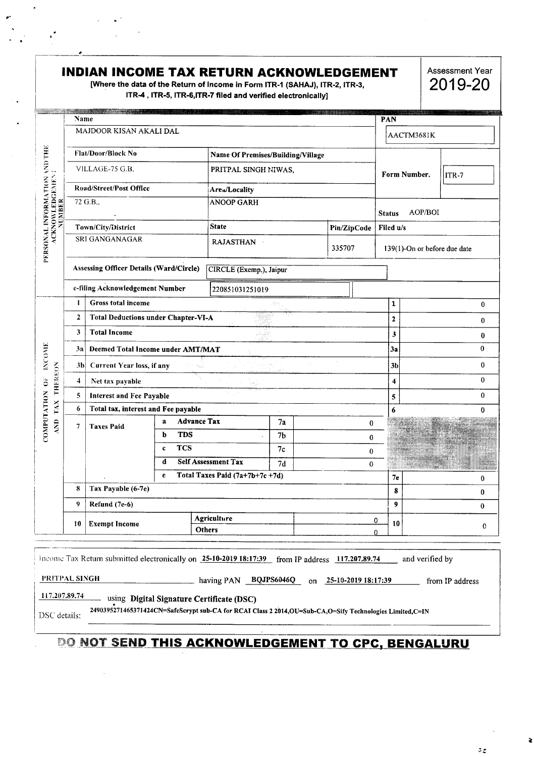# INDIAN INCOME TAX RETURN ACKNOWLEDGEMENT

**[Where the data of the Return of Income in Form ITR-1 (SAHAJ), ITR-2, ITR-3, ITR-4 , ITR-5, ITR-6,ITR-7 filed and verified electronically]**

Assessment Year **2019-20**

## PERSONAL INFORMATION AND THE ACKNOWLEDGEMENT NUMBER

| Field | Value |
|---|---|
| Name | MAJDOOR KISAN AKALI DAL |
| PAN | AACTM3681K |
| Flat/Door/Block No | VILLAGE-75 G.B. |
| Name Of Premises/Building/Village | PRITPAL SINGH NIWAS, |
| Form Number. | ITR-7 |
| Road/Street/Post Office | 72 G.B., |
| Area/Locality | ANOOP GARH |
| Status | AOP/BOI |
| Town/City/District | SRI GANGANAGAR |
| State | RAJASTHAN |
| Pin/ZipCode | 335707 |
| Filed u/s | 139(1)-On or before due date |
| Assessing Officer Details (Ward/Circle) | CIRCLE (Exemp.), Jaipur |
| e-filing Acknowledgement Number | 220851031251019 |

## COMPUTATION OF INCOME AND TAX THEREON

| No. | Particulars | | | | | | Amount |
|---|---|---|---|---|---|---|---|
| 1 | Gross total income | | | | | 1 | 0 |
| 2 | Total Deductions under Chapter-VI-A | | | | | 2 | 0 |
| 3 | Total Income | | | | | 3 | 0 |
| 3a | Deemed Total Income under AMT/MAT | | | | | 3a | 0 |
| 3b | Current Year loss, if any | | | | | 3b | 0 |
| 4 | Net tax payable | | | | | 4 | 0 |
| 5 | Interest and Fee Payable | | | | | 5 | 0 |
| 6 | Total tax, interest and Fee payable | | | | | 6 | 0 |
| 7 | Taxes Paid | a | Advance Tax | 7a | 0 | | |
| | | b | TDS | 7b | 0 | | |
| | | c | TCS | 7c | 0 | | |
| | | d | Self Assessment Tax | 7d | 0 | | |
| | | e | Total Taxes Paid (7a+7b+7c +7d) | | | 7e | 0 |
| 8 | Tax Payable (6-7e) | | | | | 8 | 0 |
| 9 | Refund (7e-6) | | | | | 9 | 0 |
| 10 | Exempt Income | | Agriculture | | 0 | 10 | 0 |
| | | | Others | | 0 | | |

Income Tax Return submitted electronically on 25-10-2019 18:17:39 from IP address 117.207.89.74 and verified by PRITPAL SINGH having PAN BQJPS6046Q on 25-10-2019 18:17:39 from IP address 117.207.89.74 using **Digital Signature Certificate (DSC)**

DSC details: 2490395271465371424CN=SafeScrypt sub-CA for RCAI Class 2 2014,OU=Sub-CA,O=Sify Technologies Limited,C=IN

## DO NOT SEND THIS ACKNOWLEDGEMENT TO CPC, BENGALURU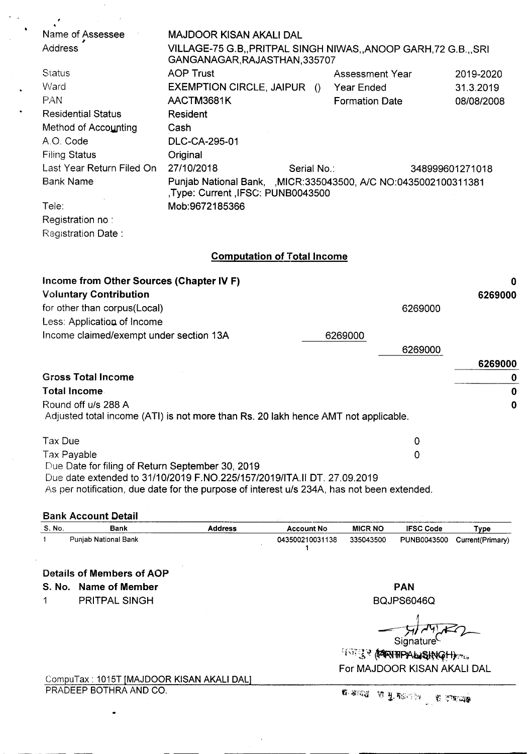| | | | |
|---|---|---|---|
| Name of Assessee | MAJDOOR KISAN AKALI DAL | | |
| Address | VILLAGE-75 G.B,,PRITPAL SINGH NIWAS,,ANOOP GARH,72 G.B.,,SRI GANGANAGAR,RAJASTHAN,335707 | | |
| Status | AOP Trust | Assessment Year | 2019-2020 |
| Ward | EXEMPTION CIRCLE, JAIPUR () | Year Ended | 31.3.2019 |
| PAN | AACTM3681K | Formation Date | 08/08/2008 |
| Residential Status | Resident | | |
| Method of Accounting | Cash | | |
| A.O. Code | DLC-CA-295-01 | | |
| Filing Status | Original | | |
| Last Year Return Filed On | 27/10/2018 | Serial No.: | 348999601271018 |
| Bank Name | Punjab National Bank, ,MICR:335043500, A/C NO:0435002100311381 ,Type: Current ,IFSC: PUNB0043500 | | |
| Tele: | Mob:9672185366 | | |
| Registration no : | | | |
| Registration Date : | | | |

## Computation of Total Income

| | | | |
|---|---|---|---|
| **Income from Other Sources (Chapter IV F)** | | | **0** |
| **Voluntary Contribution** | | | **6269000** |
| for other than corpus(Local) | | 6269000 | |
| Less: Application of Income | | | |
| Income claimed/exempt under section 13A | 6269000 | | |
| | | 6269000 | |
| | | | **6269000** |
| **Gross Total Income** | | | **0** |
| **Total Income** | | | **0** |
| Round off u/s 288 A | | | **0** |

Adjusted total income (ATI) is not more than Rs. 20 lakh hence AMT not applicable.

| | |
|---|---|
| Tax Due | 0 |
| Tax Payable | 0 |

Due Date for filing of Return September 30, 2019

Due date extended to 31/10/2019 F.NO.225/157/2019/ITA.II DT. 27.09.2019

As per notification, due date for the purpose of interest u/s 234A, has not been extended.

**Bank Account Detail**

| S. No. | Bank | Address | Account No | MICR NO | IFSC Code | Type |
|---|---|---|---|---|---|---|
| 1 | Punjab National Bank | | 0435002100311381 | 335043500 | PUNB0043500 | Current(Primary) |

**Details of Members of AOP**

| S. No. | Name of Member | PAN |
|---|---|---|
| 1 | PRITPAL SINGH | BQJPS6046Q |

Signature

(PRITPAL SINGH)

For MAJDOOR KISAN AKALI DAL

CompuTax : 1015T [MAJDOOR KISAN AKALI DAL]

PRADEEP BOTHRA AND CO.